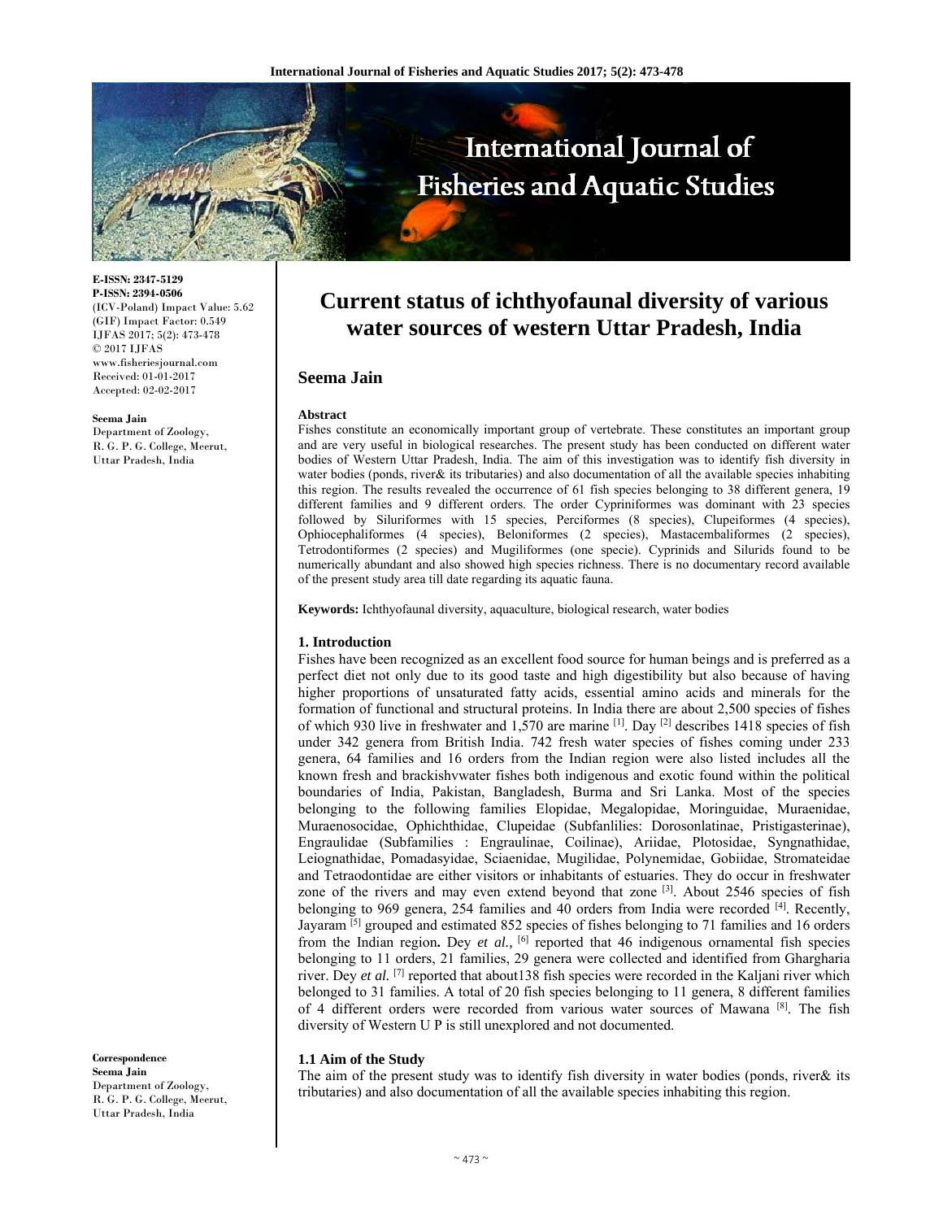**E-ISSN: 2347-5129**
**P-ISSN: 2394-0506**
(ICV-Poland) Impact Value: 5.62
(GIF) Impact Factor: 0.549
IJFAS 2017; 5(2): 473-478
© 2017 IJFAS
www.fisheriesjournal.com
Received: 01-01-2017
Accepted: 02-02-2017

**Seema Jain**
Department of Zoology,
R. G. P. G. College, Meerut,
Uttar Pradesh, India

**Correspondence**
**Seema Jain**
Department of Zoology,
R. G. P. G. College, Meerut,
Uttar Pradesh, India

# Current status of ichthyofaunal diversity of various water sources of western Uttar Pradesh, India

## Seema Jain

**Abstract**

Fishes constitute an economically important group of vertebrate. These constitutes an important group and are very useful in biological researches. The present study has been conducted on different water bodies of Western Uttar Pradesh, India. The aim of this investigation was to identify fish diversity in water bodies (ponds, river& its tributaries) and also documentation of all the available species inhabiting this region. The results revealed the occurrence of 61 fish species belonging to 38 different genera, 19 different families and 9 different orders. The order Cypriniformes was dominant with 23 species followed by Siluriformes with 15 species, Perciformes (8 species), Clupeiformes (4 species), Ophiocephaliformes (4 species), Beloniformes (2 species), Mastacembaliformes (2 species), Tetrodontiformes (2 species) and Mugiliformes (one specie). Cyprinids and Silurids found to be numerically abundant and also showed high species richness. There is no documentary record available of the present study area till date regarding its aquatic fauna.

**Keywords:** Ichthyofaunal diversity, aquaculture, biological research, water bodies

### 1. Introduction

Fishes have been recognized as an excellent food source for human beings and is preferred as a perfect diet not only due to its good taste and high digestibility but also because of having higher proportions of unsaturated fatty acids, essential amino acids and minerals for the formation of functional and structural proteins. In India there are about 2,500 species of fishes of which 930 live in freshwater and 1,570 are marine [1]. Day [2] describes 1418 species of fish under 342 genera from British India. 742 fresh water species of fishes coming under 233 genera, 64 families and 16 orders from the Indian region were also listed includes all the known fresh and brackishvwater fishes both indigenous and exotic found within the political boundaries of India, Pakistan, Bangladesh, Burma and Sri Lanka. Most of the species belonging to the following families Elopidae, Megalopidae, Moringuidae, Muraenidae, Muraenosocidae, Ophichthidae, Clupeidae (Subfanlilies: Dorosonlatinae, Pristigasterinae), Engraulidae (Subfamilies : Engraulinae, Coilinae), Ariidae, Plotosidae, Syngnathidae, Leiognathidae, Pomadasyidae, Sciaenidae, Mugilidae, Polynemidae, Gobiidae, Stromateidae and Tetraodontidae are either visitors or inhabitants of estuaries. They do occur in freshwater zone of the rivers and may even extend beyond that zone [3]. About 2546 species of fish belonging to 969 genera, 254 families and 40 orders from India were recorded [4]. Recently, Jayaram [5] grouped and estimated 852 species of fishes belonging to 71 families and 16 orders from the Indian region**.** Dey *et al.,* [6] reported that 46 indigenous ornamental fish species belonging to 11 orders, 21 families, 29 genera were collected and identified from Ghargharia river. Dey *et al.* [7] reported that about138 fish species were recorded in the Kaljani river which belonged to 31 families. A total of 20 fish species belonging to 11 genera, 8 different families of 4 different orders were recorded from various water sources of Mawana [8]. The fish diversity of Western U P is still unexplored and not documented.

#### 1.1 Aim of the Study

The aim of the present study was to identify fish diversity in water bodies (ponds, river& its tributaries) and also documentation of all the available species inhabiting this region.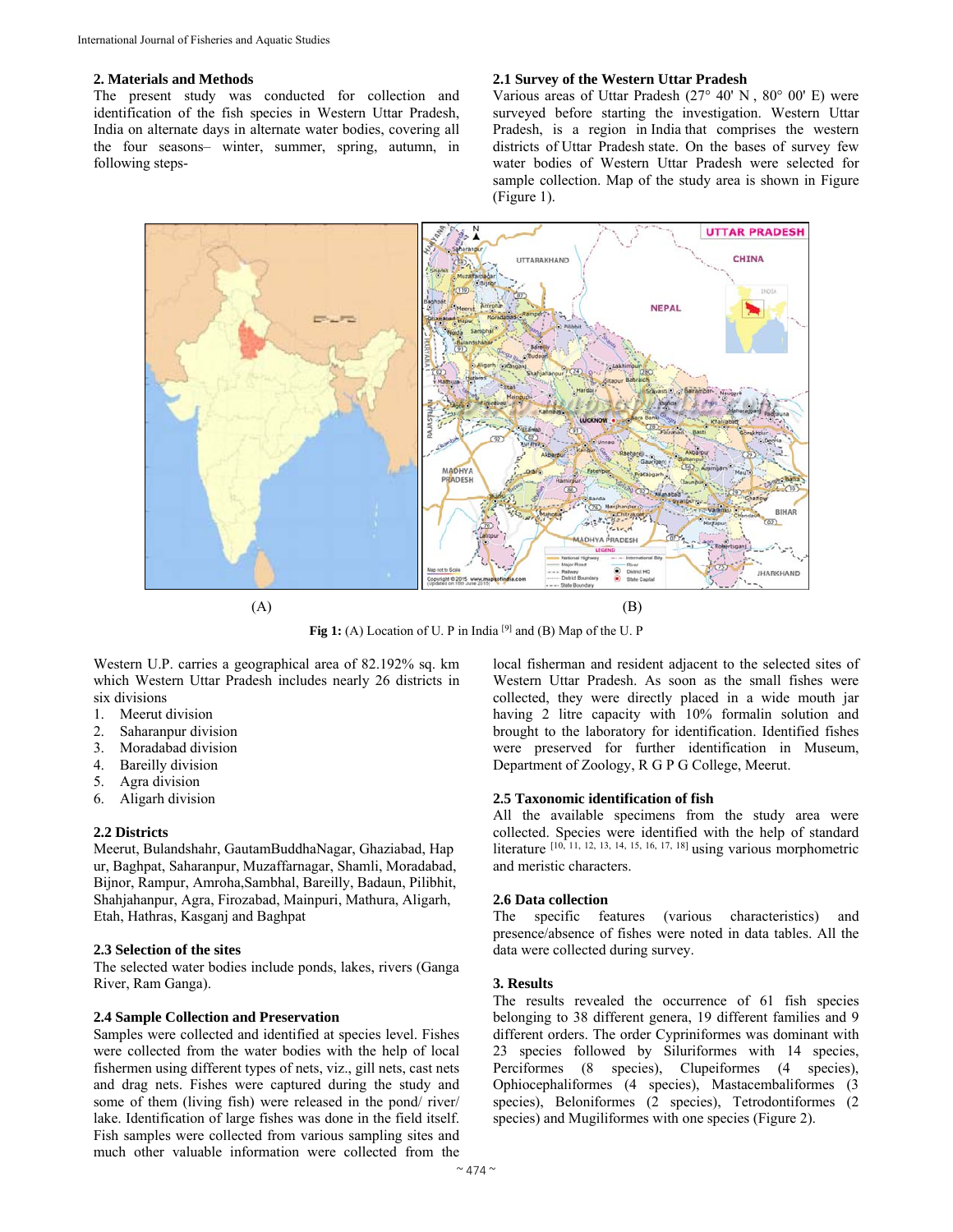## 2. Materials and Methods

The present study was conducted for collection and identification of the fish species in Western Uttar Pradesh, India on alternate days in alternate water bodies, covering all the four seasons– winter, summer, spring, autumn, in following steps-

### 2.1 Survey of the Western Uttar Pradesh

Various areas of Uttar Pradesh (27° 40' N , 80° 00' E) were surveyed before starting the investigation. Western Uttar Pradesh, is a region in India that comprises the western districts of Uttar Pradesh state. On the bases of survey few water bodies of Western Uttar Pradesh were selected for sample collection. Map of the study area is shown in Figure (Figure 1).

(A) (B)

**Fig 1:** (A) Location of U. P in India [9] and (B) Map of the U. P

Western U.P. carries a geographical area of 82.192% sq. km which Western Uttar Pradesh includes nearly 26 districts in six divisions

1. Meerut division
2. Saharanpur division
3. Moradabad division
4. Bareilly division
5. Agra division
6. Aligarh division

### 2.2 Districts

Meerut, Bulandshahr, GautamBuddhaNagar, Ghaziabad, Hapur, Baghpat, Saharanpur, Muzaffarnagar, Shamli, Moradabad, Bijnor, Rampur, Amroha,Sambhal, Bareilly, Badaun, Pilibhit, Shahjahanpur, Agra, Firozabad, Mainpuri, Mathura, Aligarh, Etah, Hathras, Kasganj and Baghpat

### 2.3 Selection of the sites

The selected water bodies include ponds, lakes, rivers (Ganga River, Ram Ganga).

### 2.4 Sample Collection and Preservation

Samples were collected and identified at species level. Fishes were collected from the water bodies with the help of local fishermen using different types of nets, viz., gill nets, cast nets and drag nets. Fishes were captured during the study and some of them (living fish) were released in the pond/ river/ lake. Identification of large fishes was done in the field itself. Fish samples were collected from various sampling sites and much other valuable information were collected from the local fisherman and resident adjacent to the selected sites of Western Uttar Pradesh. As soon as the small fishes were collected, they were directly placed in a wide mouth jar having 2 litre capacity with 10% formalin solution and brought to the laboratory for identification. Identified fishes were preserved for further identification in Museum, Department of Zoology, R G P G College, Meerut.

### 2.5 Taxonomic identification of fish

All the available specimens from the study area were collected. Species were identified with the help of standard literature [10, 11, 12, 13, 14, 15, 16, 17, 18] using various morphometric and meristic characters.

### 2.6 Data collection

The specific features (various characteristics) and presence/absence of fishes were noted in data tables. All the data were collected during survey.

## 3. Results

The results revealed the occurrence of 61 fish species belonging to 38 different genera, 19 different families and 9 different orders. The order Cypriniformes was dominant with 23 species followed by Siluriformes with 14 species, Perciformes (8 species), Clupeiformes (4 species), Ophiocephaliformes (4 species), Mastacembaliformes (3 species), Beloniformes (2 species), Tetrodontiformes (2 species) and Mugiliformes with one species (Figure 2).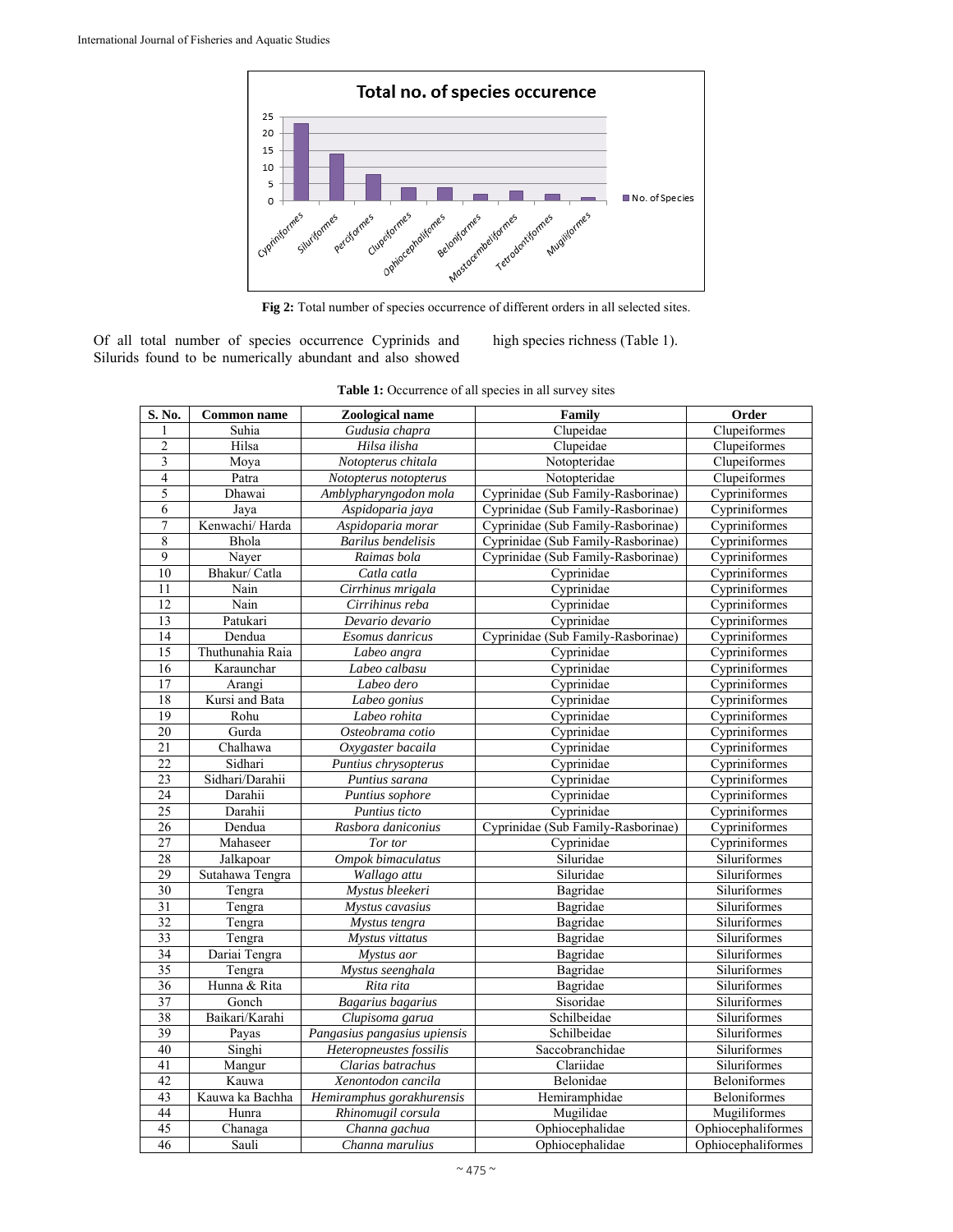Total no. of species occurence

25
20
15
10
5
0

Cypriniformes
Siluriformes
Perciformes
Clupeiformes
Ophiocephaliformes
Beloniformes
Mastacembeliformes
Tetrodontiformes
Mugiliformes

No. of Species

**Fig 2:** Total number of species occurrence of different orders in all selected sites.

Of all total number of species occurrence Cyprinids and Silurids found to be numerically abundant and also showed high species richness (Table 1).

**Table 1:** Occurrence of all species in all survey sites

| S. No. | Common name | Zoological name | Family | Order |
|---|---|---|---|---|
| 1 | Suhia | *Gudusia chapra* | Clupeidae | Clupeiformes |
| 2 | Hilsa | *Hilsa ilisha* | Clupeidae | Clupeiformes |
| 3 | Moya | *Notopterus chitala* | Notopteridae | Clupeiformes |
| 4 | Patra | *Notopterus notopterus* | Notopteridae | Clupeiformes |
| 5 | Dhawai | *Amblypharyngodon mola* | Cyprinidae (Sub Family-Rasborinae) | Cypriniformes |
| 6 | Jaya | *Aspidoparia jaya* | Cyprinidae (Sub Family-Rasborinae) | Cypriniformes |
| 7 | Kenwachi/ Harda | *Aspidoparia morar* | Cyprinidae (Sub Family-Rasborinae) | Cypriniformes |
| 8 | Bhola | *Barilus bendelisis* | Cyprinidae (Sub Family-Rasborinae) | Cypriniformes |
| 9 | Nayer | *Raimas bola* | Cyprinidae (Sub Family-Rasborinae) | Cypriniformes |
| 10 | Bhakur/ Catla | *Catla catla* | Cyprinidae | Cypriniformes |
| 11 | Nain | *Cirrhinus mrigala* | Cyprinidae | Cypriniformes |
| 12 | Nain | *Cirrihinus reba* | Cyprinidae | Cypriniformes |
| 13 | Patukari | *Devario devario* | Cyprinidae | Cypriniformes |
| 14 | Dendua | *Esomus danricus* | Cyprinidae (Sub Family-Rasborinae) | Cypriniformes |
| 15 | Thuthunahia Raia | *Labeo angra* | Cyprinidae | Cypriniformes |
| 16 | Karaunchar | *Labeo calbasu* | Cyprinidae | Cypriniformes |
| 17 | Arangi | *Labeo dero* | Cyprinidae | Cypriniformes |
| 18 | Kursi and Bata | *Labeo gonius* | Cyprinidae | Cypriniformes |
| 19 | Rohu | *Labeo rohita* | Cyprinidae | Cypriniformes |
| 20 | Gurda | *Osteobrama cotio* | Cyprinidae | Cypriniformes |
| 21 | Chalhawa | *Oxygaster bacaila* | Cyprinidae | Cypriniformes |
| 22 | Sidhari | *Puntius chrysopterus* | Cyprinidae | Cypriniformes |
| 23 | Sidhari/Darahii | *Puntius sarana* | Cyprinidae | Cypriniformes |
| 24 | Darahii | *Puntius sophore* | Cyprinidae | Cypriniformes |
| 25 | Darahii | *Puntius ticto* | Cyprinidae | Cypriniformes |
| 26 | Dendua | *Rasbora daniconius* | Cyprinidae (Sub Family-Rasborinae) | Cypriniformes |
| 27 | Mahaseer | *Tor tor* | Cyprinidae | Cypriniformes |
| 28 | Jalkapoar | *Ompok bimaculatus* | Siluridae | Siluriformes |
| 29 | Sutahawa Tengra | *Wallago attu* | Siluridae | Siluriformes |
| 30 | Tengra | *Mystus bleekeri* | Bagridae | Siluriformes |
| 31 | Tengra | *Mystus cavasius* | Bagridae | Siluriformes |
| 32 | Tengra | *Mystus tengra* | Bagridae | Siluriformes |
| 33 | Tengra | *Mystus vittatus* | Bagridae | Siluriformes |
| 34 | Dariai Tengra | *Mystus aor* | Bagridae | Siluriformes |
| 35 | Tengra | *Mystus seenghala* | Bagridae | Siluriformes |
| 36 | Hunna & Rita | *Rita rita* | Bagridae | Siluriformes |
| 37 | Gonch | *Bagarius bagarius* | Sisoridae | Siluriformes |
| 38 | Baikari/Karahi | *Clupisoma garua* | Schilbeidae | Siluriformes |
| 39 | Payas | *Pangasius pangasius upiensis* | Schilbeidae | Siluriformes |
| 40 | Singhi | *Heteropneustes fossilis* | Saccobranchidae | Siluriformes |
| 41 | Mangur | *Clarias batrachus* | Clariidae | Siluriformes |
| 42 | Kauwa | *Xenontodon cancila* | Belonidae | Beloniformes |
| 43 | Kauwa ka Bachha | *Hemiramphus gorakhurensis* | Hemiramphidae | Beloniformes |
| 44 | Hunra | *Rhinomugil corsula* | Mugilidae | Mugiliformes |
| 45 | Chanaga | *Channa gachua* | Ophiocephalidae | Ophiocephaliformes |
| 46 | Sauli | *Channa marulius* | Ophiocephalidae | Ophiocephaliformes |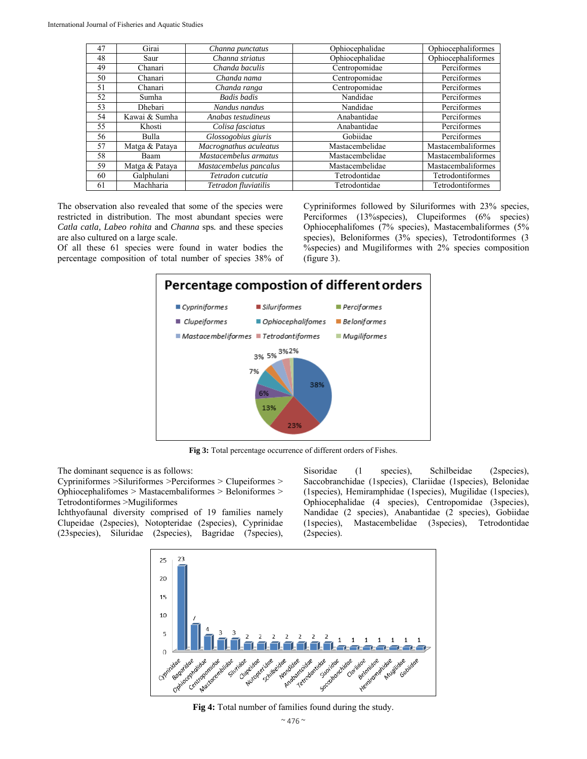| | | | | |
|---|---|---|---|---|
| 47 | Girai | *Channa punctatus* | Ophiocephalidae | Ophiocephaliformes |
| 48 | Saur | *Channa striatus* | Ophiocephalidae | Ophiocephaliformes |
| 49 | Chanari | *Chanda baculis* | Centropomidae | Perciformes |
| 50 | Chanari | *Chanda nama* | Centropomidae | Perciformes |
| 51 | Chanari | *Chanda ranga* | Centropomidae | Perciformes |
| 52 | Sumha | *Badis badis* | Nandidae | Perciformes |
| 53 | Dhebari | *Nandus nandus* | Nandidae | Perciformes |
| 54 | Kawai & Sumha | *Anabas testudineus* | Anabantidae | Perciformes |
| 55 | Khosti | *Colisa fasciatus* | Anabantidae | Perciformes |
| 56 | Bulla | *Glossogobius giuris* | Gobiidae | Perciformes |
| 57 | Matga & Pataya | *Macrognathus aculeatus* | Mastacembelidae | Mastacembaliformes |
| 58 | Baam | *Mastacembelus armatus* | Mastacembelidae | Mastacembaliformes |
| 59 | Matga & Pataya | *Mastacembelus pancalus* | Mastacembelidae | Mastacembaliformes |
| 60 | Galphulani | *Tetradon cutcutia* | Tetrodontidae | Tetrodontiformes |
| 61 | Machharia | *Tetradon fluviatilis* | Tetrodontidae | Tetrodontiformes |

The observation also revealed that some of the species were restricted in distribution. The most abundant species were *Catla catla, Labeo rohita* and *Channa* sps. and these species are also cultured on a large scale.
Of all these 61 species were found in water bodies the percentage composition of total number of species 38% of Cypriniformes followed by Siluriformes with 23% species, Perciformes (13%species), Clupeiformes (6% species) Ophiocephalifomes (7% species), Mastacembaliformes (5% species), Beloniformes (3% species), Tetrodontiformes (3 %species) and Mugiliformes with 2% species composition (figure 3).

Percentage compostion of different orders

Cypriniformes
Siluriformes
Perciformes
Clupeiformes
Ophiocephalifomes
Beloniformes
Mastacembeliformes
Tetrodontiformes
Mugiliformes

38%
23%
13%
6%
7%
3%
5%
3%
2%

**Fig 3:** Total percentage occurrence of different orders of Fishes.

The dominant sequence is as follows:
Cypriniformes >Siluriformes >Perciformes > Clupeiformes > Ophiocephalifomes > Mastacembaliformes > Beloniformes > Tetrodontiformes >Mugiliformes
Ichthyofaunal diversity comprised of 19 families namely Clupeidae (2species), Notopteridae (2species), Cyprinidae (23species), Siluridae (2species), Bagridae (7species), Sisoridae (1 species), Schilbeidae (2species), Saccobranchidae (1species), Clariidae (1species), Belonidae (1species), Hemiramphidae (1species), Mugilidae (1species), Ophiocephalidae (4 species), Centropomidae (3species), Nandidae (2 species), Anabantidae (2 species), Gobiidae (1species), Mastacembelidae (3species), Tetrodontidae (2species).

25
20
15
10
5
0

23
7
4
3
3
2
2
2
2
2
2
2
1
1
1
1
1
1
1

Cyprinidae
Bagoridae
Ophiocephalidae
Centropomidae
Mastacembliidae
Siluridae
Clupeidae
Notopteridae
Schilbeidae
Nandidae
Anabantoidae
Tetrodontidae
Sisoridae
Saccobranchidae
Claridae
Belonidae
Hemiramphidae
Mugilidae
Gobiidae

**Fig 4:** Total number of families found during the study.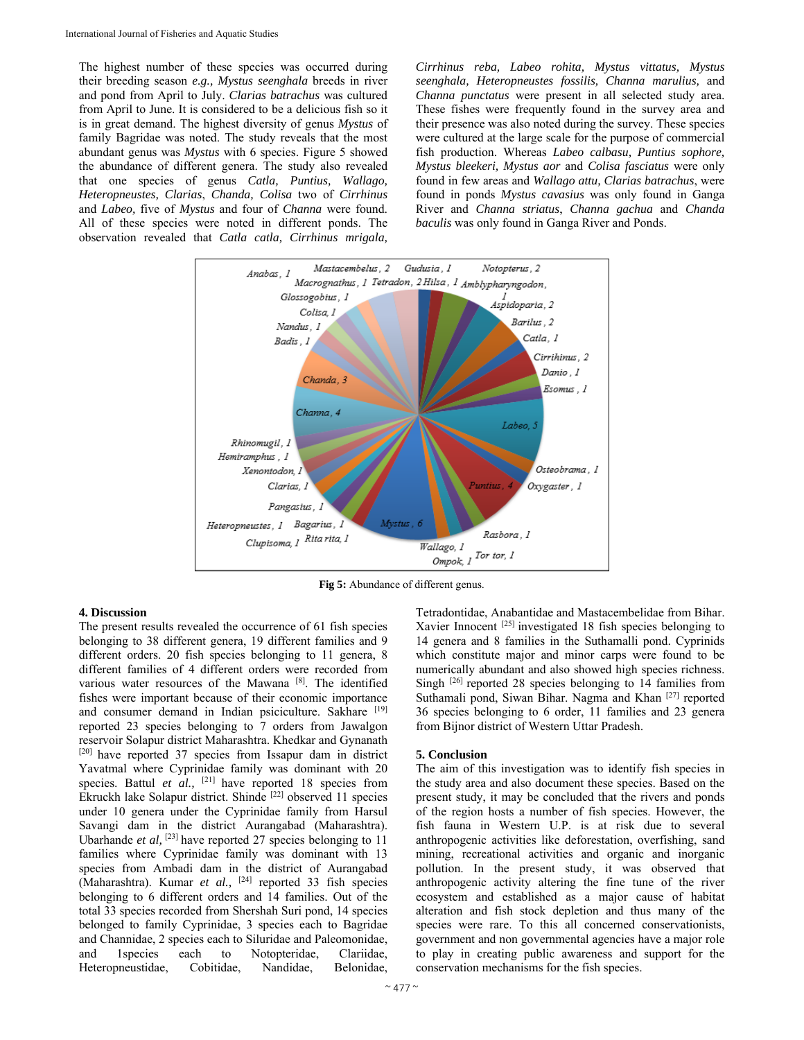The highest number of these species was occurred during their breeding season *e.g., Mystus seenghala* breeds in river and pond from April to July. *Clarias batrachus* was cultured from April to June. It is considered to be a delicious fish so it is in great demand. The highest diversity of genus *Mystus* of family Bagridae was noted. The study reveals that the most abundant genus was *Mystus* with 6 species. Figure 5 showed the abundance of different genera. The study also revealed that one species of genus *Catla, Puntius, Wallago, Heteropneustes, Clarias, Chanda, Colisa* two of *Cirrhinus* and *Labeo,* five of *Mystus* and four of *Channa* were found. All of these species were noted in different ponds. The observation revealed that *Catla catla, Cirrhinus mrigala, Cirrhinus reba, Labeo rohita, Mystus vittatus, Mystus seenghala, Heteropneustes fossilis, Channa marulius,* and *Channa punctatus* were present in all selected study area. These fishes were frequently found in the survey area and their presence was also noted during the survey. These species were cultured at the large scale for the purpose of commercial fish production. Whereas *Labeo calbasu, Puntius sophore, Mystus bleekeri, Mystus aor* and *Colisa fasciatus* were only found in few areas and *Wallago attu, Clarias batrachus*, were found in ponds *Mystus cavasius* was only found in Ganga River and *Channa striatus*, *Channa gachua* and *Chanda baculis* was only found in Ganga River and Ponds.

Anabas, 1
Mastacembelus, 2
Gudusia, 1
Notopterus, 2
Macrognathus, 1
Tetradon, 2
Hilsa, 1
Amblypharyngodon, 1
Glossogobius, 1
Aspidoparia, 2
Colisa, 1
Barilus, 2
Nandus, 1
Catla, 1
Badis, 1
Cirrihinus, 2
Danio, 1
Chanda, 3
Esomus, 1
Channa, 4
Labeo, 5
Rhinomugil, 1
Hemiramphus, 1
Osteobrama, 1
Xenontodon, 1
Oxygaster, 1
Clarias, 1
Puntius, 4
Pangasius, 1
Heteropneustes, 1
Bagarius, 1
Mystus, 6
Rasbora, 1
Clupisoma, 1
Rita rita, 1
Wallago, 1
Tor tor, 1
Ompok, 1

**Fig 5:** Abundance of different genus.

## 4. Discussion

The present results revealed the occurrence of 61 fish species belonging to 38 different genera, 19 different families and 9 different orders. 20 fish species belonging to 11 genera, 8 different families of 4 different orders were recorded from various water resources of the Mawana [8]. The identified fishes were important because of their economic importance and consumer demand in Indian psiciculture. Sakhare [19] reported 23 species belonging to 7 orders from Jawalgon reservoir Solapur district Maharashtra. Khedkar and Gynanath [20] have reported 37 species from Issapur dam in district Yavatmal where Cyprinidae family was dominant with 20 species. Battul *et al.,* [21] have reported 18 species from Ekruckh lake Solapur district. Shinde [22] observed 11 species under 10 genera under the Cyprinidae family from Harsul Savangi dam in the district Aurangabad (Maharashtra). Ubarhande *et al,* [23] have reported 27 species belonging to 11 families where Cyprinidae family was dominant with 13 species from Ambadi dam in the district of Aurangabad (Maharashtra). Kumar *et al.,* [24] reported 33 fish species belonging to 6 different orders and 14 families. Out of the total 33 species recorded from Shershah Suri pond, 14 species belonged to family Cyprinidae, 3 species each to Bagridae and Channidae, 2 species each to Siluridae and Paleomonidae, and 1species each to Notopteridae, Clariidae, Heteropneustidae, Cobitidae, Nandidae, Belonidae, Tetradontidae, Anabantidae and Mastacembelidae from Bihar. Xavier Innocent [25] investigated 18 fish species belonging to 14 genera and 8 families in the Suthamalli pond. Cyprinids which constitute major and minor carps were found to be numerically abundant and also showed high species richness. Singh [26] reported 28 species belonging to 14 families from Suthamalli pond, Siwan Bihar. Nagma and Khan [27] reported 36 species belonging to 6 order, 11 families and 23 genera from Bijnor district of Western Uttar Pradesh.

## 5. Conclusion

The aim of this investigation was to identify fish species in the study area and also document these species. Based on the present study, it may be concluded that the rivers and ponds of the region hosts a number of fish species. However, the fish fauna in Western U.P. is at risk due to several anthropogenic activities like deforestation, overfishing, sand mining, recreational activities and organic and inorganic pollution. In the present study, it was observed that anthropogenic activity altering the fine tune of the river ecosystem and established as a major cause of habitat alteration and fish stock depletion and thus many of the species were rare. To this all concerned conservationists, government and non governmental agencies have a major role to play in creating public awareness and support for the conservation mechanisms for the fish species.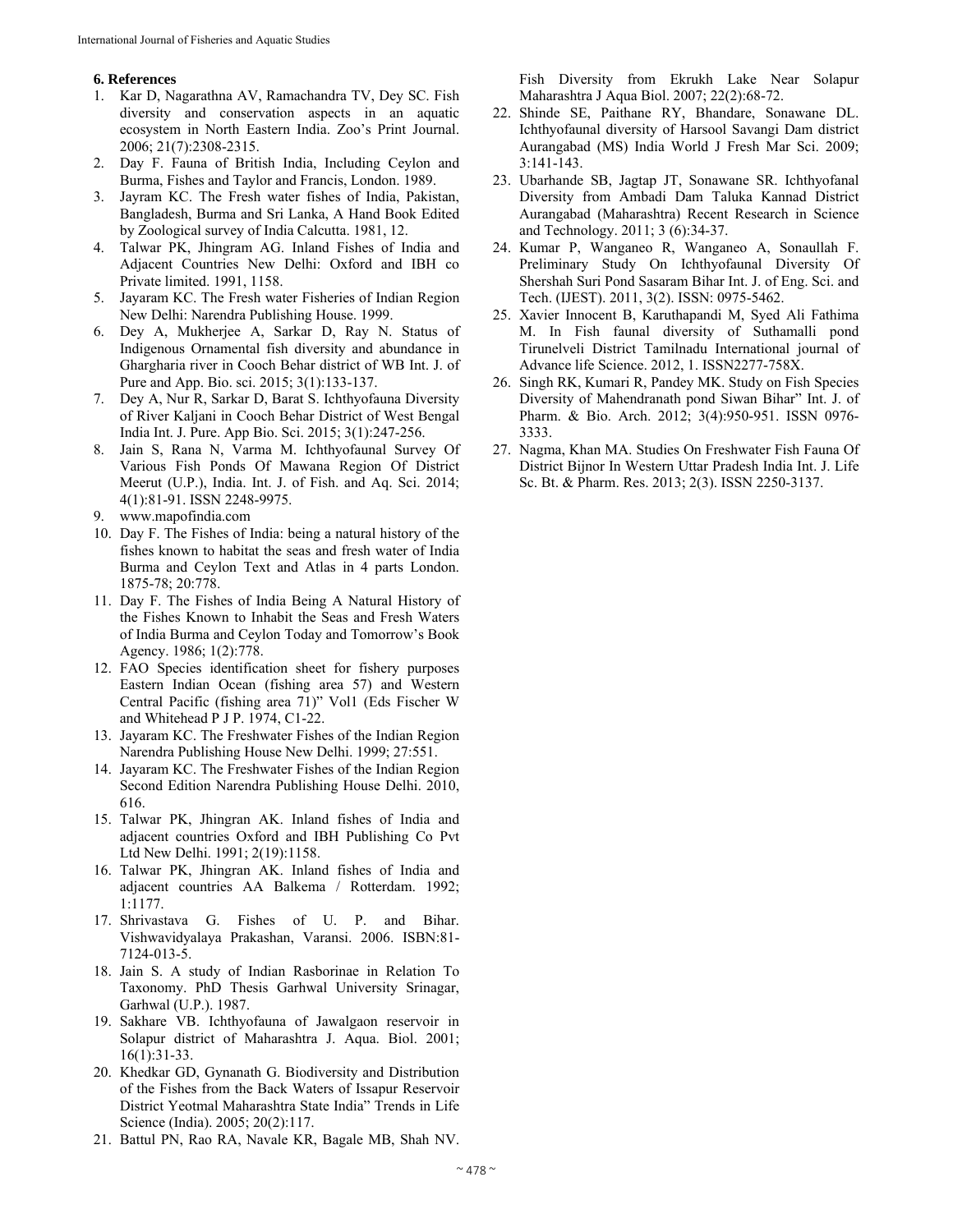## 6. References

1. Kar D, Nagarathna AV, Ramachandra TV, Dey SC. Fish diversity and conservation aspects in an aquatic ecosystem in North Eastern India. Zoo's Print Journal. 2006; 21(7):2308-2315.
2. Day F. Fauna of British India, Including Ceylon and Burma, Fishes and Taylor and Francis, London. 1989.
3. Jayram KC. The Fresh water fishes of India, Pakistan, Bangladesh, Burma and Sri Lanka, A Hand Book Edited by Zoological survey of India Calcutta. 1981, 12.
4. Talwar PK, Jhingram AG. Inland Fishes of India and Adjacent Countries New Delhi: Oxford and IBH co Private limited. 1991, 1158.
5. Jayaram KC. The Fresh water Fisheries of Indian Region New Delhi: Narendra Publishing House. 1999.
6. Dey A, Mukherjee A, Sarkar D, Ray N. Status of Indigenous Ornamental fish diversity and abundance in Ghargharia river in Cooch Behar district of WB Int. J. of Pure and App. Bio. sci. 2015; 3(1):133-137.
7. Dey A, Nur R, Sarkar D, Barat S. Ichthyofauna Diversity of River Kaljani in Cooch Behar District of West Bengal India Int. J. Pure. App Bio. Sci. 2015; 3(1):247-256.
8. Jain S, Rana N, Varma M. Ichthyofaunal Survey Of Various Fish Ponds Of Mawana Region Of District Meerut (U.P.), India. Int. J. of Fish. and Aq. Sci. 2014; 4(1):81-91. ISSN 2248-9975.
9. www.mapofindia.com
10. Day F. The Fishes of India: being a natural history of the fishes known to habitat the seas and fresh water of India Burma and Ceylon Text and Atlas in 4 parts London. 1875-78; 20:778.
11. Day F. The Fishes of India Being A Natural History of the Fishes Known to Inhabit the Seas and Fresh Waters of India Burma and Ceylon Today and Tomorrow's Book Agency. 1986; 1(2):778.
12. FAO Species identification sheet for fishery purposes Eastern Indian Ocean (fishing area 57) and Western Central Pacific (fishing area 71)" Vol1 (Eds Fischer W and Whitehead P J P. 1974, C1-22.
13. Jayaram KC. The Freshwater Fishes of the Indian Region Narendra Publishing House New Delhi. 1999; 27:551.
14. Jayaram KC. The Freshwater Fishes of the Indian Region Second Edition Narendra Publishing House Delhi. 2010, 616.
15. Talwar PK, Jhingran AK. Inland fishes of India and adjacent countries Oxford and IBH Publishing Co Pvt Ltd New Delhi. 1991; 2(19):1158.
16. Talwar PK, Jhingran AK. Inland fishes of India and adjacent countries AA Balkema / Rotterdam. 1992; 1:1177.
17. Shrivastava G. Fishes of U. P. and Bihar. Vishwavidyalaya Prakashan, Varansi. 2006. ISBN:81-7124-013-5.
18. Jain S. A study of Indian Rasborinae in Relation To Taxonomy. PhD Thesis Garhwal University Srinagar, Garhwal (U.P.). 1987.
19. Sakhare VB. Ichthyofauna of Jawalgaon reservoir in Solapur district of Maharashtra J. Aqua. Biol. 2001; 16(1):31-33.
20. Khedkar GD, Gynanath G. Biodiversity and Distribution of the Fishes from the Back Waters of Issapur Reservoir District Yeotmal Maharashtra State India" Trends in Life Science (India). 2005; 20(2):117.
21. Battul PN, Rao RA, Navale KR, Bagale MB, Shah NV. Fish Diversity from Ekrukh Lake Near Solapur Maharashtra J Aqua Biol. 2007; 22(2):68-72.
22. Shinde SE, Paithane RY, Bhandare, Sonawane DL. Ichthyofaunal diversity of Harsool Savangi Dam district Aurangabad (MS) India World J Fresh Mar Sci. 2009; 3:141-143.
23. Ubarhande SB, Jagtap JT, Sonawane SR. Ichthyofanal Diversity from Ambadi Dam Taluka Kannad District Aurangabad (Maharashtra) Recent Research in Science and Technology. 2011; 3 (6):34-37.
24. Kumar P, Wanganeo R, Wanganeo A, Sonaullah F. Preliminary Study On Ichthyofaunal Diversity Of Shershah Suri Pond Sasaram Bihar Int. J. of Eng. Sci. and Tech. (IJEST). 2011, 3(2). ISSN: 0975-5462.
25. Xavier Innocent B, Karuthapandi M, Syed Ali Fathima M. In Fish faunal diversity of Suthamalli pond Tirunelveli District Tamilnadu International journal of Advance life Science. 2012, 1. ISSN2277-758X.
26. Singh RK, Kumari R, Pandey MK. Study on Fish Species Diversity of Mahendranath pond Siwan Bihar" Int. J. of Pharm. & Bio. Arch. 2012; 3(4):950-951. ISSN 0976-3333.
27. Nagma, Khan MA. Studies On Freshwater Fish Fauna Of District Bijnor In Western Uttar Pradesh India Int. J. Life Sc. Bt. & Pharm. Res. 2013; 2(3). ISSN 2250-3137.